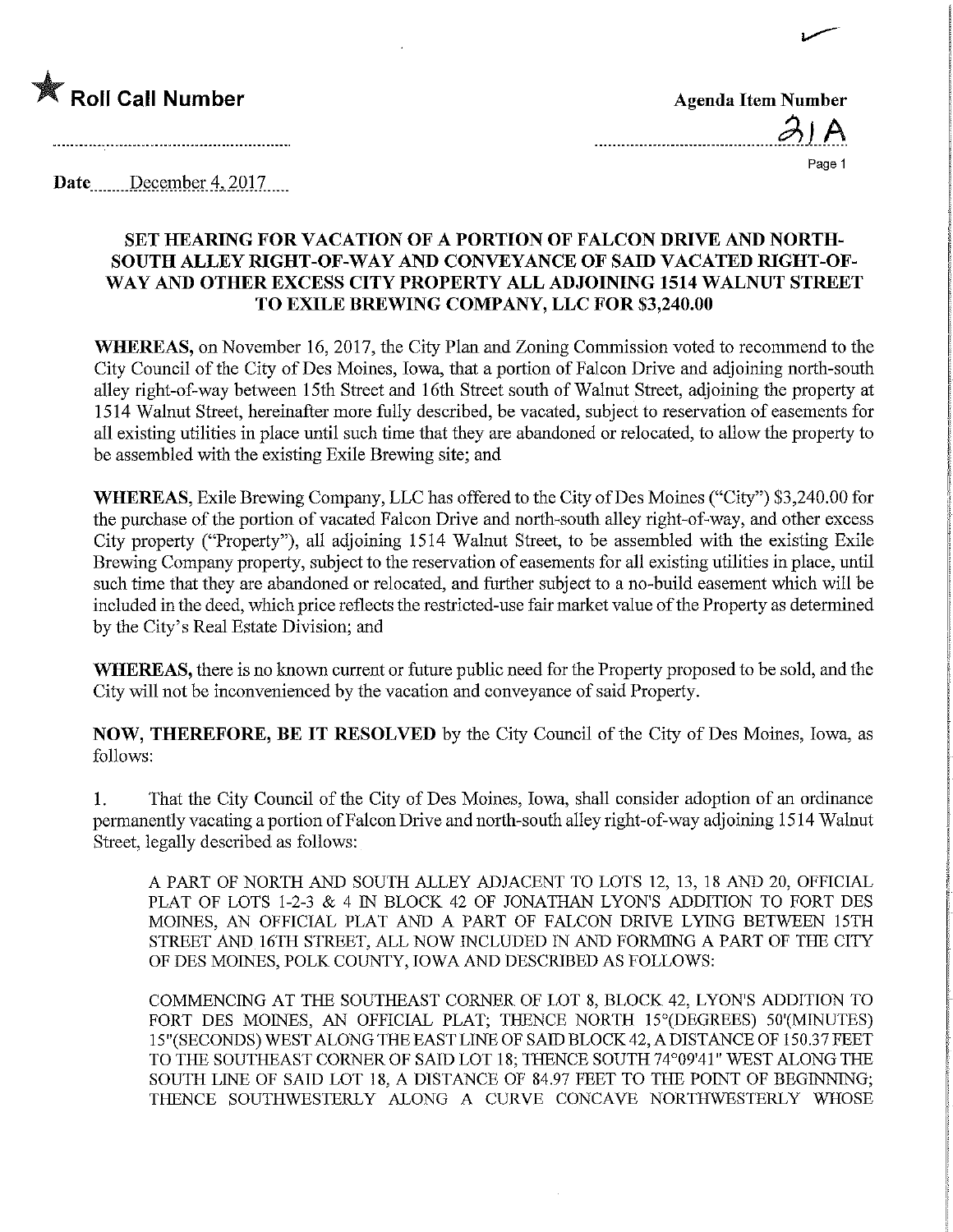★ **Roll Call Number**

**Agenda Item Number**

21A

**Date** December 4, 2017

## SET HEARING FOR VACATION OF A PORTION OF FALCON DRIVE AND NORTH-SOUTH ALLEY RIGHT-OF-WAY AND CONVEYANCE OF SAID VACATED RIGHT-OF-WAY AND OTHER EXCESS CITY PROPERTY ALL ADJOINING 1514 WALNUT STREET TO EXILE BREWING COMPANY, LLC FOR $3,240.00

**WHEREAS,** on November 16, 2017, the City Plan and Zoning Commission voted to recommend to the City Council of the City of Des Moines, Iowa, that a portion of Falcon Drive and adjoining north-south alley right-of-way between 15th Street and 16th Street south of Walnut Street, adjoining the property at 1514 Walnut Street, hereinafter more fully described, be vacated, subject to reservation of easements for all existing utilities in place until such time that they are abandoned or relocated, to allow the property to be assembled with the existing Exile Brewing site; and

**WHEREAS,** Exile Brewing Company, LLC has offered to the City of Des Moines ("City") $3,240.00 for the purchase of the portion of vacated Falcon Drive and north-south alley right-of-way, and other excess City property ("Property"), all adjoining 1514 Walnut Street, to be assembled with the existing Exile Brewing Company property, subject to the reservation of easements for all existing utilities in place, until such time that they are abandoned or relocated, and further subject to a no-build easement which will be included in the deed, which price reflects the restricted-use fair market value of the Property as determined by the City's Real Estate Division; and

**WHEREAS,** there is no known current or future public need for the Property proposed to be sold, and the City will not be inconvenienced by the vacation and conveyance of said Property.

**NOW, THEREFORE, BE IT RESOLVED** by the City Council of the City of Des Moines, Iowa, as follows:

1. That the City Council of the City of Des Moines, Iowa, shall consider adoption of an ordinance permanently vacating a portion of Falcon Drive and north-south alley right-of-way adjoining 1514 Walnut Street, legally described as follows:

A PART OF NORTH AND SOUTH ALLEY ADJACENT TO LOTS 12, 13, 18 AND 20, OFFICIAL PLAT OF LOTS 1-2-3 & 4 IN BLOCK 42 OF JONATHAN LYON'S ADDITION TO FORT DES MOINES, AN OFFICIAL PLAT AND A PART OF FALCON DRIVE LYING BETWEEN 15TH STREET AND 16TH STREET, ALL NOW INCLUDED IN AND FORMING A PART OF THE CITY OF DES MOINES, POLK COUNTY, IOWA AND DESCRIBED AS FOLLOWS:

COMMENCING AT THE SOUTHEAST CORNER OF LOT 8, BLOCK 42, LYON'S ADDITION TO FORT DES MOINES, AN OFFICIAL PLAT; THENCE NORTH 15°(DEGREES) 50'(MINUTES) 15"(SECONDS) WEST ALONG THE EAST LINE OF SAID BLOCK 42, A DISTANCE OF 150.37 FEET TO THE SOUTHEAST CORNER OF SAID LOT 18; THENCE SOUTH 74°09'41" WEST ALONG THE SOUTH LINE OF SAID LOT 18, A DISTANCE OF 84.97 FEET TO THE POINT OF BEGINNING; THENCE SOUTHWESTERLY ALONG A CURVE CONCAVE NORTHWESTERLY WHOSE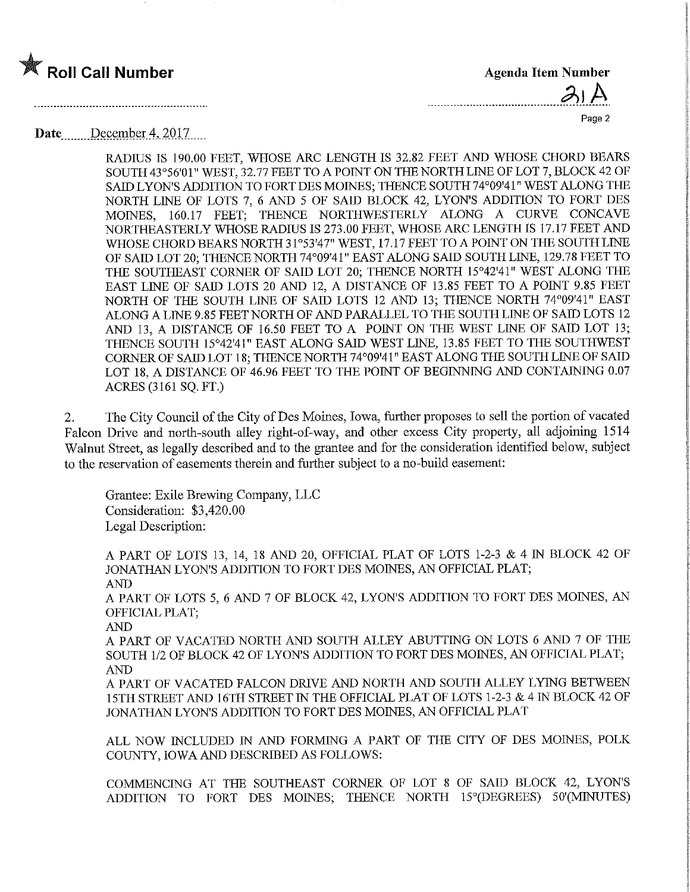**Roll Call Number**

**Agenda Item Number**

21A

Date December 4, 2017

RADIUS IS 190.00 FEET, WHOSE ARC LENGTH IS 32.82 FEET AND WHOSE CHORD BEARS SOUTH 43°56'01" WEST, 32.77 FEET TO A POINT ON THE NORTH LINE OF LOT 7, BLOCK 42 OF SAID LYON'S ADDITION TO FORT DES MOINES; THENCE SOUTH 74°09'41" WEST ALONG THE NORTH LINE OF LOTS 7, 6 AND 5 OF SAID BLOCK 42, LYON'S ADDITION TO FORT DES MOINES, 160.17 FEET; THENCE NORTHWESTERLY ALONG A CURVE CONCAVE NORTHEASTERLY WHOSE RADIUS IS 273.00 FEET, WHOSE ARC LENGTH IS 17.17 FEET AND WHOSE CHORD BEARS NORTH 31°53'47" WEST, 17.17 FEET TO A POINT ON THE SOUTH LINE OF SAID LOT 20; THENCE NORTH 74°09'41" EAST ALONG SAID SOUTH LINE, 129.78 FEET TO THE SOUTHEAST CORNER OF SAID LOT 20; THENCE NORTH 15°42'41" WEST ALONG THE EAST LINE OF SAID LOTS 20 AND 12, A DISTANCE OF 13.85 FEET TO A POINT 9.85 FEET NORTH OF THE SOUTH LINE OF SAID LOTS 12 AND 13; THENCE NORTH 74°09'41" EAST ALONG A LINE 9.85 FEET NORTH OF AND PARALLEL TO THE SOUTH LINE OF SAID LOTS 12 AND 13, A DISTANCE OF 16.50 FEET TO A POINT ON THE WEST LINE OF SAID LOT 13; THENCE SOUTH 15°42'41" EAST ALONG SAID WEST LINE, 13.85 FEET TO THE SOUTHWEST CORNER OF SAID LOT 18; THENCE NORTH 74°09'41" EAST ALONG THE SOUTH LINE OF SAID LOT 18, A DISTANCE OF 46.96 FEET TO THE POINT OF BEGINNING AND CONTAINING 0.07 ACRES (3161 SQ. FT.)

2. The City Council of the City of Des Moines, Iowa, further proposes to sell the portion of vacated Falcon Drive and north-south alley right-of-way, and other excess City property, all adjoining 1514 Walnut Street, as legally described and to the grantee and for the consideration identified below, subject to the reservation of easements therein and further subject to a no-build easement:

Grantee: Exile Brewing Company, LLC
Consideration: $3,420.00
Legal Description:

A PART OF LOTS 13, 14, 18 AND 20, OFFICIAL PLAT OF LOTS 1-2-3 & 4 IN BLOCK 42 OF JONATHAN LYON'S ADDITION TO FORT DES MOINES, AN OFFICIAL PLAT;
AND
A PART OF LOTS 5, 6 AND 7 OF BLOCK 42, LYON'S ADDITION TO FORT DES MOINES, AN OFFICIAL PLAT;
AND
A PART OF VACATED NORTH AND SOUTH ALLEY ABUTTING ON LOTS 6 AND 7 OF THE SOUTH 1/2 OF BLOCK 42 OF LYON'S ADDITION TO FORT DES MOINES, AN OFFICIAL PLAT;
AND
A PART OF VACATED FALCON DRIVE AND NORTH AND SOUTH ALLEY LYING BETWEEN 15TH STREET AND 16TH STREET IN THE OFFICIAL PLAT OF LOTS 1-2-3 & 4 IN BLOCK 42 OF JONATHAN LYON'S ADDITION TO FORT DES MOINES, AN OFFICIAL PLAT

ALL NOW INCLUDED IN AND FORMING A PART OF THE CITY OF DES MOINES, POLK COUNTY, IOWA AND DESCRIBED AS FOLLOWS:

COMMENCING AT THE SOUTHEAST CORNER OF LOT 8 OF SAID BLOCK 42, LYON'S ADDITION TO FORT DES MOINES; THENCE NORTH 15°(DEGREES) 50'(MINUTES)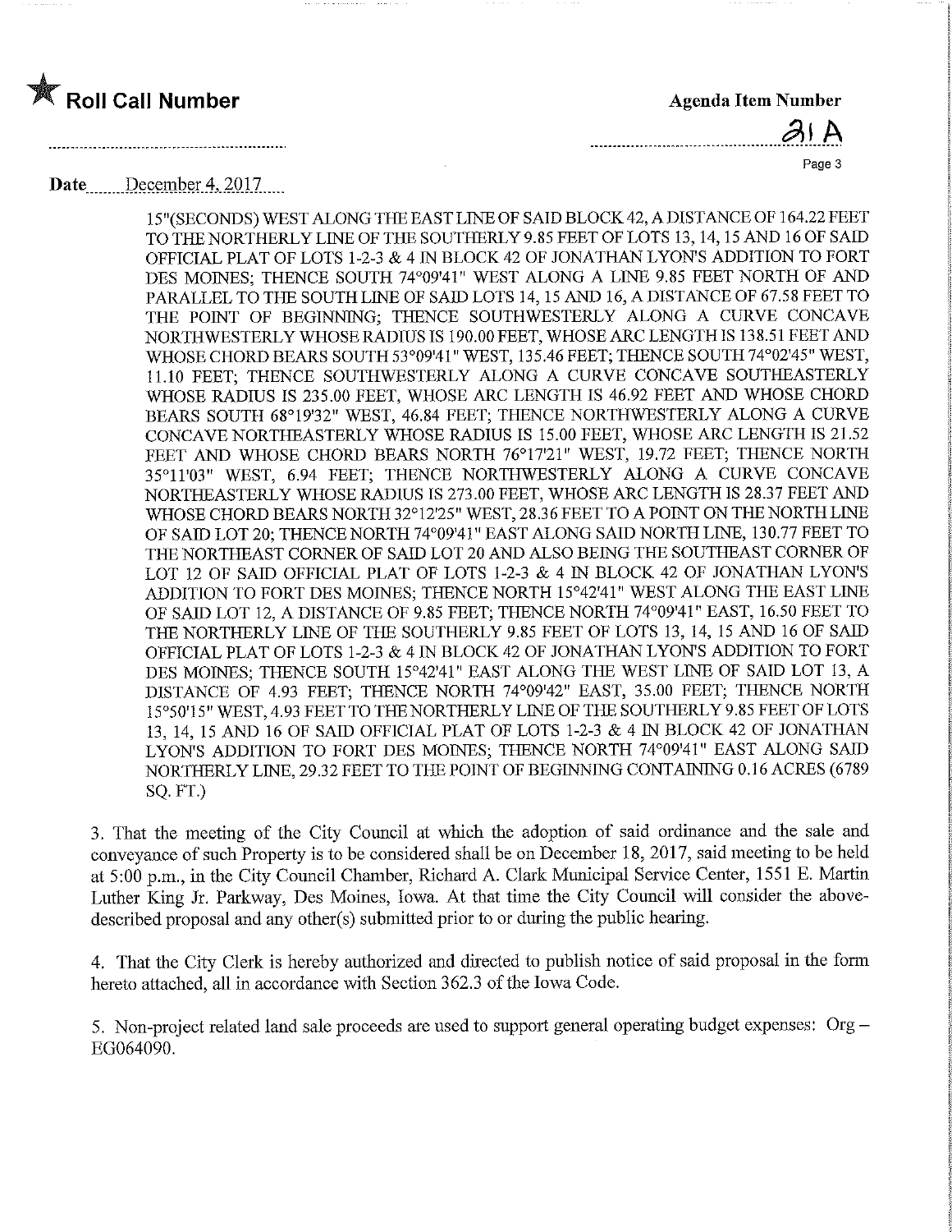★ **Roll Call Number**

**Agenda Item Number**

31 A

**Date** December 4, 2017

15"(SECONDS) WEST ALONG THE EAST LINE OF SAID BLOCK 42, A DISTANCE OF 164.22 FEET TO THE NORTHERLY LINE OF THE SOUTHERLY 9.85 FEET OF LOTS 13, 14, 15 AND 16 OF SAID OFFICIAL PLAT OF LOTS 1-2-3 & 4 IN BLOCK 42 OF JONATHAN LYON'S ADDITION TO FORT DES MOINES; THENCE SOUTH 74°09'41" WEST ALONG A LINE 9.85 FEET NORTH OF AND PARALLEL TO THE SOUTH LINE OF SAID LOTS 14, 15 AND 16, A DISTANCE OF 67.58 FEET TO THE POINT OF BEGINNING; THENCE SOUTHWESTERLY ALONG A CURVE CONCAVE NORTHWESTERLY WHOSE RADIUS IS 190.00 FEET, WHOSE ARC LENGTH IS 138.51 FEET AND WHOSE CHORD BEARS SOUTH 53°09'41" WEST, 135.46 FEET; THENCE SOUTH 74°02'45" WEST, 11.10 FEET; THENCE SOUTHWESTERLY ALONG A CURVE CONCAVE SOUTHEASTERLY WHOSE RADIUS IS 235.00 FEET, WHOSE ARC LENGTH IS 46.92 FEET AND WHOSE CHORD BEARS SOUTH 68°19'32" WEST, 46.84 FEET; THENCE NORTHWESTERLY ALONG A CURVE CONCAVE NORTHEASTERLY WHOSE RADIUS IS 15.00 FEET, WHOSE ARC LENGTH IS 21.52 FEET AND WHOSE CHORD BEARS NORTH 76°17'21" WEST, 19.72 FEET; THENCE NORTH 35°11'03" WEST, 6.94 FEET; THENCE NORTHWESTERLY ALONG A CURVE CONCAVE NORTHEASTERLY WHOSE RADIUS IS 273.00 FEET, WHOSE ARC LENGTH IS 28.37 FEET AND WHOSE CHORD BEARS NORTH 32°12'25" WEST, 28.36 FEET TO A POINT ON THE NORTH LINE OF SAID LOT 20; THENCE NORTH 74°09'41" EAST ALONG SAID NORTH LINE, 130.77 FEET TO THE NORTHEAST CORNER OF SAID LOT 20 AND ALSO BEING THE SOUTHEAST CORNER OF LOT 12 OF SAID OFFICIAL PLAT OF LOTS 1-2-3 & 4 IN BLOCK 42 OF JONATHAN LYON'S ADDITION TO FORT DES MOINES; THENCE NORTH 15°42'41" WEST ALONG THE EAST LINE OF SAID LOT 12, A DISTANCE OF 9.85 FEET; THENCE NORTH 74°09'41" EAST, 16.50 FEET TO THE NORTHERLY LINE OF THE SOUTHERLY 9.85 FEET OF LOTS 13, 14, 15 AND 16 OF SAID OFFICIAL PLAT OF LOTS 1-2-3 & 4 IN BLOCK 42 OF JONATHAN LYON'S ADDITION TO FORT DES MOINES; THENCE SOUTH 15°42'41" EAST ALONG THE WEST LINE OF SAID LOT 13, A DISTANCE OF 4.93 FEET; THENCE NORTH 74°09'42" EAST, 35.00 FEET; THENCE NORTH 15°50'15" WEST, 4.93 FEET TO THE NORTHERLY LINE OF THE SOUTHERLY 9.85 FEET OF LOTS 13, 14, 15 AND 16 OF SAID OFFICIAL PLAT OF LOTS 1-2-3 & 4 IN BLOCK 42 OF JONATHAN LYON'S ADDITION TO FORT DES MOINES; THENCE NORTH 74°09'41" EAST ALONG SAID NORTHERLY LINE, 29.32 FEET TO THE POINT OF BEGINNING CONTAINING 0.16 ACRES (6789 SQ. FT.)

3. That the meeting of the City Council at which the adoption of said ordinance and the sale and conveyance of such Property is to be considered shall be on December 18, 2017, said meeting to be held at 5:00 p.m., in the City Council Chamber, Richard A. Clark Municipal Service Center, 1551 E. Martin Luther King Jr. Parkway, Des Moines, Iowa. At that time the City Council will consider the above-described proposal and any other(s) submitted prior to or during the public hearing.

4. That the City Clerk is hereby authorized and directed to publish notice of said proposal in the form hereto attached, all in accordance with Section 362.3 of the Iowa Code.

5. Non-project related land sale proceeds are used to support general operating budget expenses: Org – EG064090.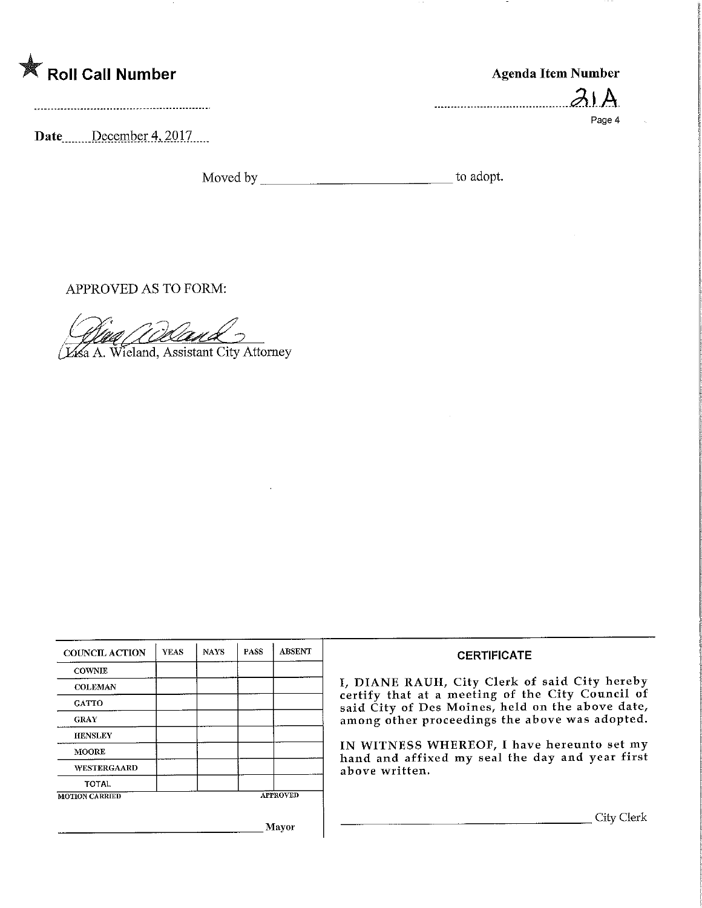★ **Roll Call Number**

**Agenda Item Number**

21A

Page 4

**Date** December 4, 2017

Moved by ______________________ to adopt.

APPROVED AS TO FORM:

Lisa A. Wieland, Assistant City Attorney

| COUNCIL ACTION | YEAS | NAYS | PASS | ABSENT |
|---|---|---|---|---|
| COWNIE | | | | |
| COLEMAN | | | | |
| GATTO | | | | |
| GRAY | | | | |
| HENSLEY | | | | |
| MOORE | | | | |
| WESTERGAARD | | | | |
| TOTAL | | | | |

MOTION CARRIED APPROVED

______________________ Mayor

**CERTIFICATE**

I, DIANE RAUH, City Clerk of said City hereby certify that at a meeting of the City Council of said City of Des Moines, held on the above date, among other proceedings the above was adopted.

IN WITNESS WHEREOF, I have hereunto set my hand and affixed my seal the day and year first above written.

______________________ City Clerk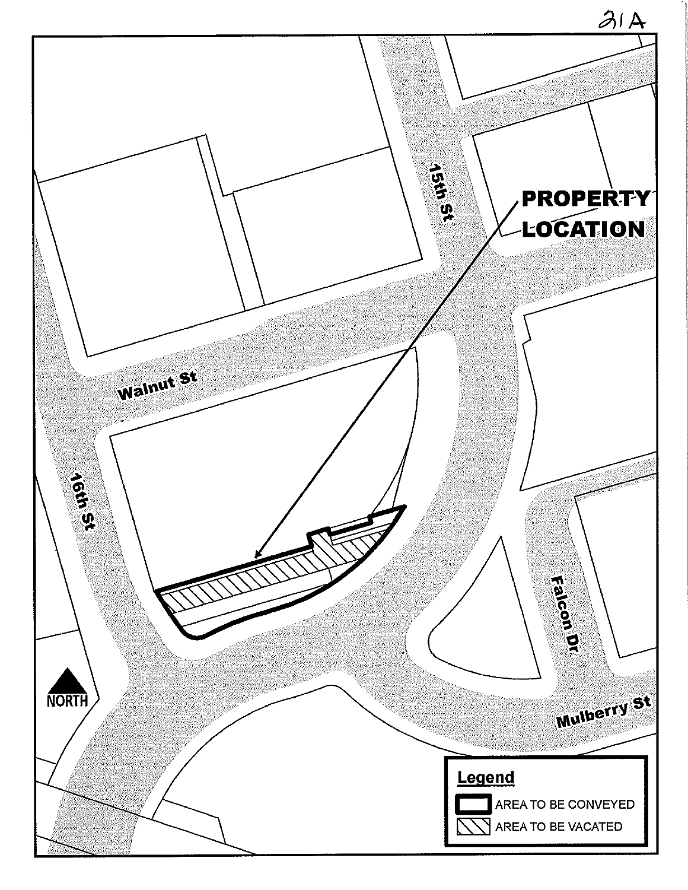21A

PROPERTY LOCATION

15th St

Walnut St

16th St

Falcon Dr

Mulberry St

NORTH

**Legend**

AREA TO BE CONVEYED

AREA TO BE VACATED